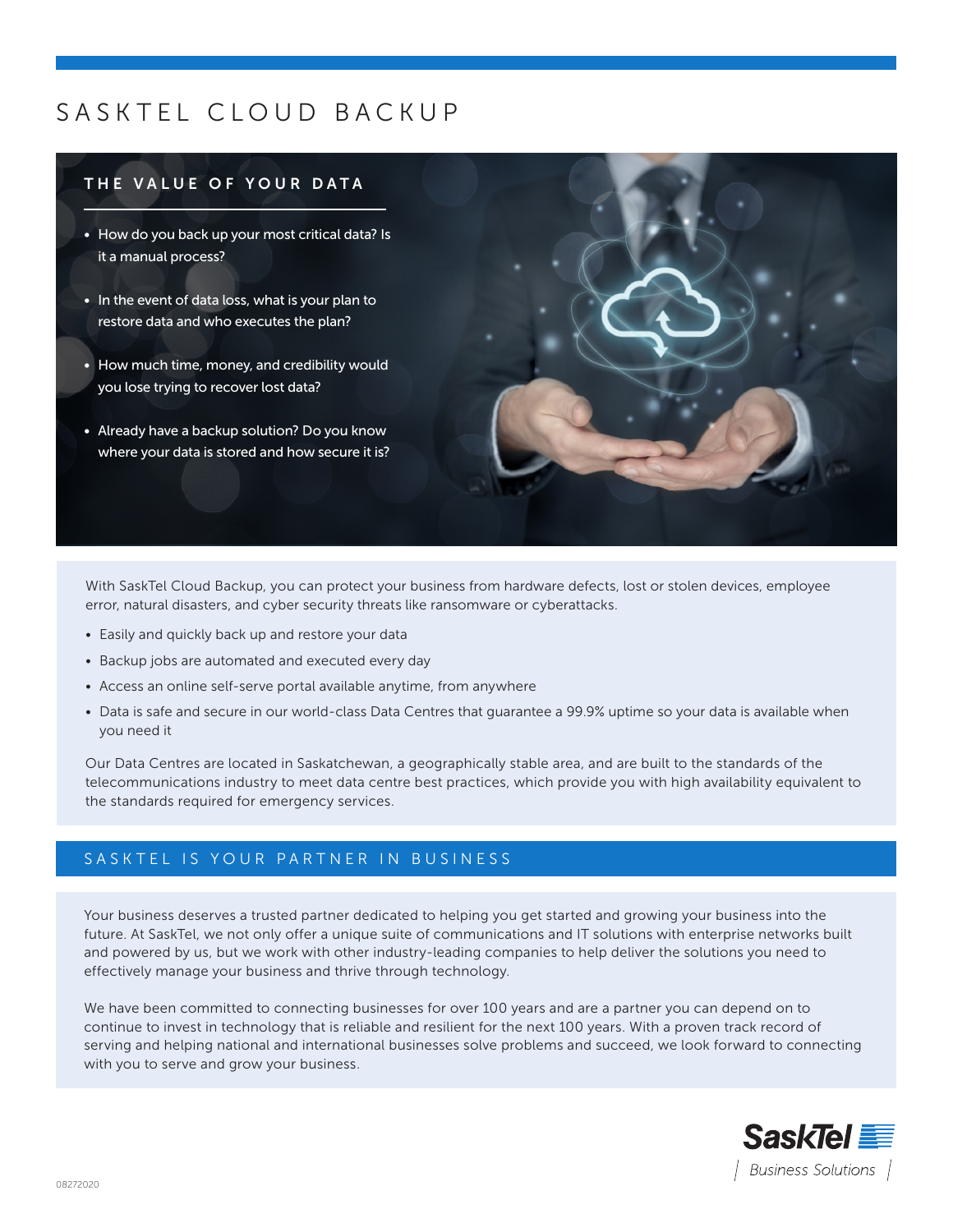# SASKTEL CLOUD BACKUP

## THE VALUE OF YOUR DATA

- How do you back up your most critical data? Is it a manual process?
- In the event of data loss, what is your plan to restore data and who executes the plan?
- How much time, money, and credibility would you lose trying to recover lost data?
- Already have a backup solution? Do you know where your data is stored and how secure it is?

With SaskTel Cloud Backup, you can protect your business from hardware defects, lost or stolen devices, employee error, natural disasters, and cyber security threats like ransomware or cyberattacks.

- Easily and quickly back up and restore your data
- Backup jobs are automated and executed every day
- Access an online self-serve portal available anytime, from anywhere
- Data is safe and secure in our world-class Data Centres that guarantee a 99.9% uptime so your data is available when you need it

Our Data Centres are located in Saskatchewan, a geographically stable area, and are built to the standards of the telecommunications industry to meet data centre best practices, which provide you with high availability equivalent to the standards required for emergency services.

## SASKTEL IS YOUR PARTNER IN BUSINESS

Your business deserves a trusted partner dedicated to helping you get started and growing your business into the future. At SaskTel, we not only offer a unique suite of communications and IT solutions with enterprise networks built and powered by us, but we work with other industry-leading companies to help deliver the solutions you need to effectively manage your business and thrive through technology.

We have been committed to connecting businesses for over 100 years and are a partner you can depend on to continue to invest in technology that is reliable and resilient for the next 100 years. With a proven track record of serving and helping national and international businesses solve problems and succeed, we look forward to connecting with you to serve and grow your business.

SaskTel | Business Solutions |

08272020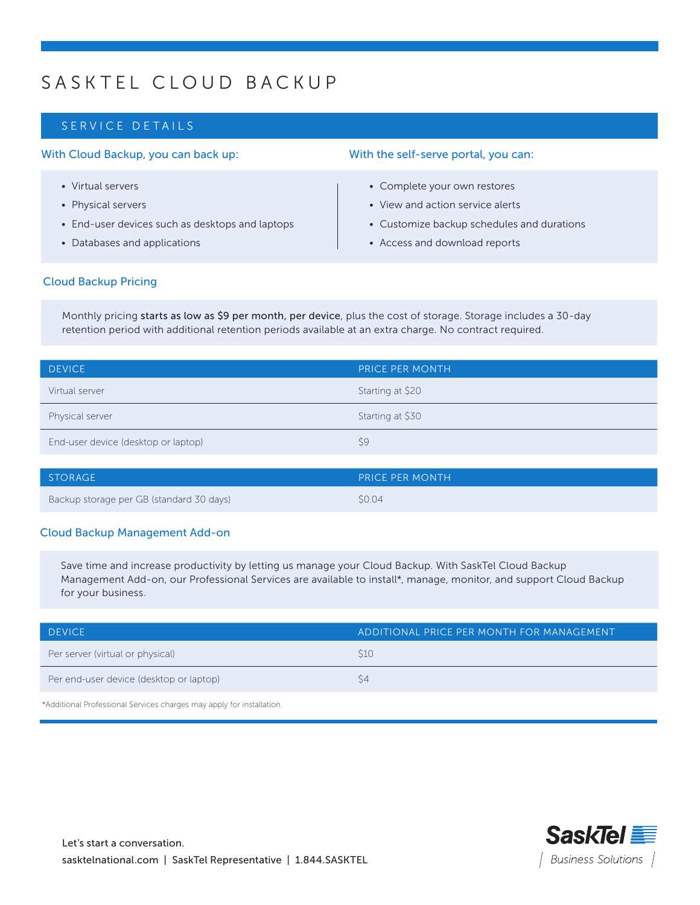# SASKTEL CLOUD BACKUP

## SERVICE DETAILS

### With Cloud Backup, you can back up:

- Virtual servers
- Physical servers
- End-user devices such as desktops and laptops
- Databases and applications

### With the self-serve portal, you can:

- Complete your own restores
- View and action service alerts
- Customize backup schedules and durations
- Access and download reports

### Cloud Backup Pricing

Monthly pricing **starts as low as $9 per month, per device**, plus the cost of storage. Storage includes a 30-day retention period with additional retention periods available at an extra charge. No contract required.

| DEVICE | PRICE PER MONTH |
| --- | --- |
| Virtual server | Starting at $20 |
| Physical server | Starting at $30 |
| End-user device (desktop or laptop) | $9 |

| STORAGE | PRICE PER MONTH |
| --- | --- |
| Backup storage per GB (standard 30 days) | $0.04 |

### Cloud Backup Management Add-on

Save time and increase productivity by letting us manage your Cloud Backup. With SaskTel Cloud Backup Management Add-on, our Professional Services are available to install*, manage, monitor, and support Cloud Backup for your business.

| DEVICE | ADDITIONAL PRICE PER MONTH FOR MANAGEMENT |
| --- | --- |
| Per server (virtual or physical) | $10 |
| Per end-user device (desktop or laptop) | $4 |

*Additional Professional Services charges may apply for installation.

Let's start a conversation.
sasktelnational.com | SaskTel Representative | 1.844.SASKTEL

SaskTel Business Solutions